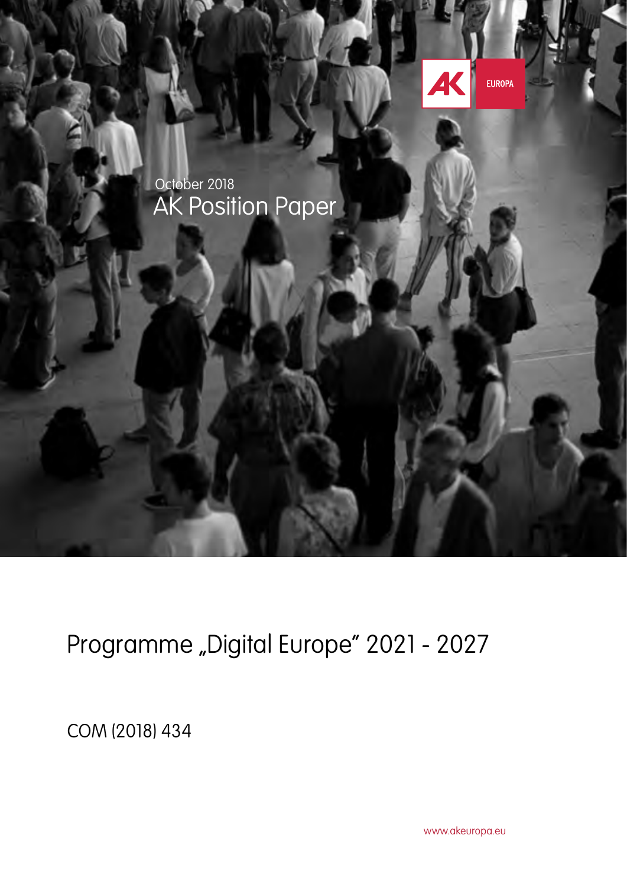AK EUROPA

October 2018

AK Position Paper

# Programme „Digital Europe" 2021 - 2027

COM (2018) 434

www.akeuropa.eu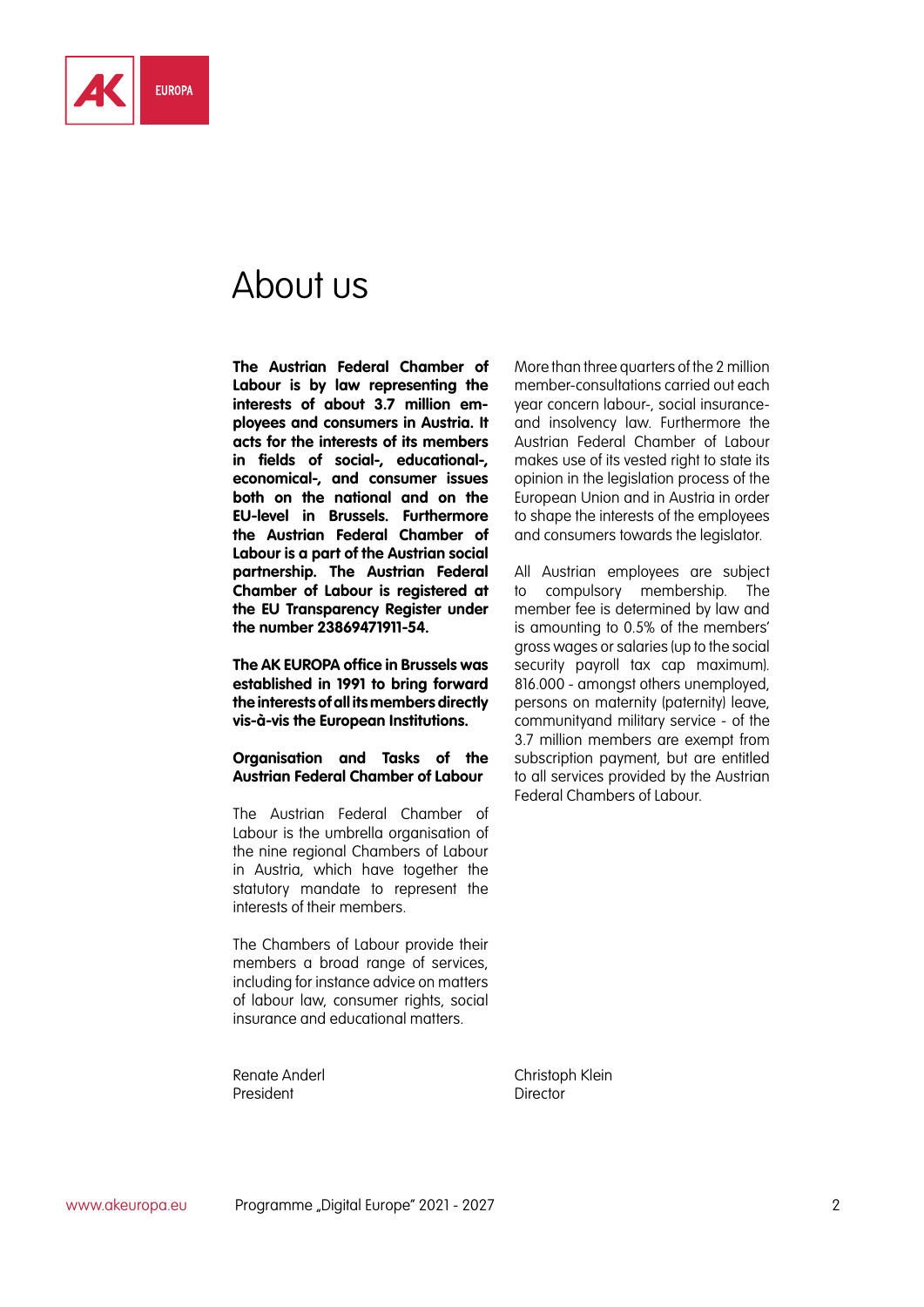# About us

**The Austrian Federal Chamber of Labour is by law representing the interests of about 3.7 million employees and consumers in Austria. It acts for the interests of its members in fields of social-, educational-, economical-, and consumer issues both on the national and on the EU-level in Brussels. Furthermore the Austrian Federal Chamber of Labour is a part of the Austrian social partnership. The Austrian Federal Chamber of Labour is registered at the EU Transparency Register under the number 23869471911-54.**

**The AK EUROPA office in Brussels was established in 1991 to bring forward the interests of all its members directly vis-à-vis the European Institutions.**

**Organisation and Tasks of the Austrian Federal Chamber of Labour**

The Austrian Federal Chamber of Labour is the umbrella organisation of the nine regional Chambers of Labour in Austria, which have together the statutory mandate to represent the interests of their members.

The Chambers of Labour provide their members a broad range of services, including for instance advice on matters of labour law, consumer rights, social insurance and educational matters.

More than three quarters of the 2 million member-consultations carried out each year concern labour-, social insurance- and insolvency law. Furthermore the Austrian Federal Chamber of Labour makes use of its vested right to state its opinion in the legislation process of the European Union and in Austria in order to shape the interests of the employees and consumers towards the legislator.

All Austrian employees are subject to compulsory membership. The member fee is determined by law and is amounting to 0.5% of the members' gross wages or salaries (up to the social security payroll tax cap maximum). 816.000 - amongst others unemployed, persons on maternity (paternity) leave, communityand military service - of the 3.7 million members are exempt from subscription payment, but are entitled to all services provided by the Austrian Federal Chambers of Labour.

Renate Anderl
President

Christoph Klein
Director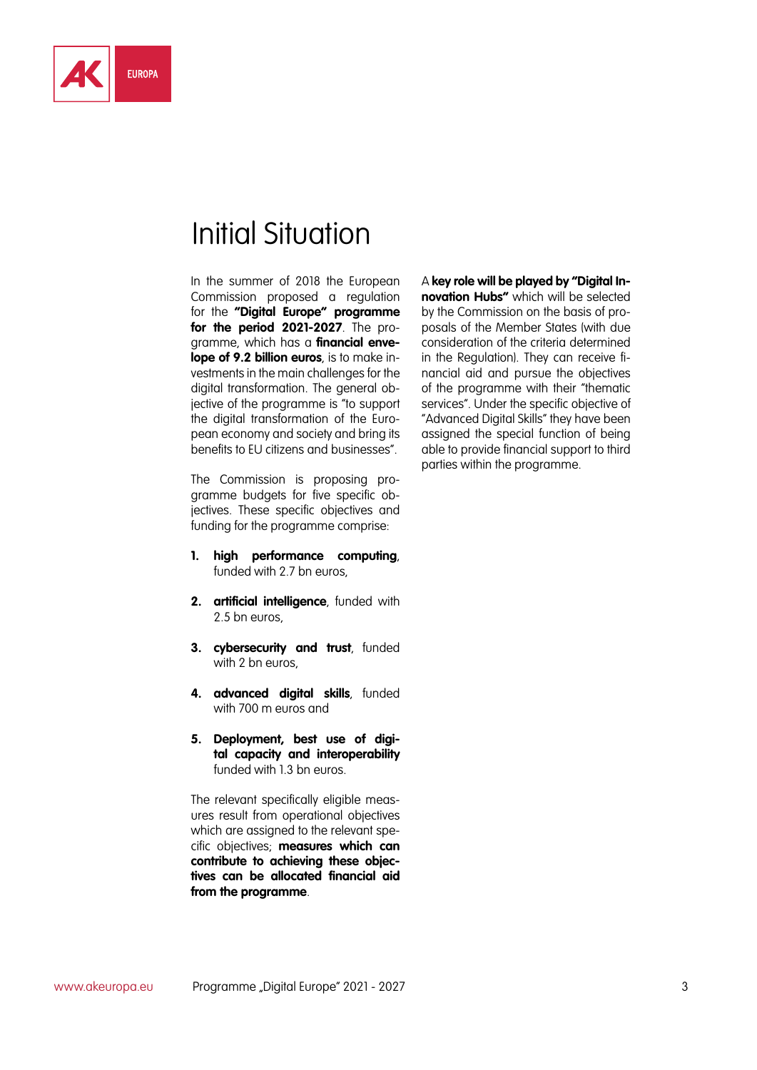# Initial Situation

In the summer of 2018 the European Commission proposed a regulation for the **"Digital Europe" programme for the period 2021-2027**. The programme, which has a **financial envelope of 9.2 billion euros**, is to make investments in the main challenges for the digital transformation. The general objective of the programme is "to support the digital transformation of the European economy and society and bring its benefits to EU citizens and businesses".

The Commission is proposing programme budgets for five specific objectives. These specific objectives and funding for the programme comprise:

1. **high performance computing**, funded with 2.7 bn euros,
2. **artificial intelligence**, funded with 2.5 bn euros,
3. **cybersecurity and trust**, funded with 2 bn euros,
4. **advanced digital skills**, funded with 700 m euros and
5. **Deployment, best use of digital capacity and interoperability** funded with 1.3 bn euros.

The relevant specifically eligible measures result from operational objectives which are assigned to the relevant specific objectives; **measures which can contribute to achieving these objectives can be allocated financial aid from the programme**.

A **key role will be played by "Digital Innovation Hubs"** which will be selected by the Commission on the basis of proposals of the Member States (with due consideration of the criteria determined in the Regulation). They can receive financial aid and pursue the objectives of the programme with their "thematic services". Under the specific objective of "Advanced Digital Skills" they have been assigned the special function of being able to provide financial support to third parties within the programme.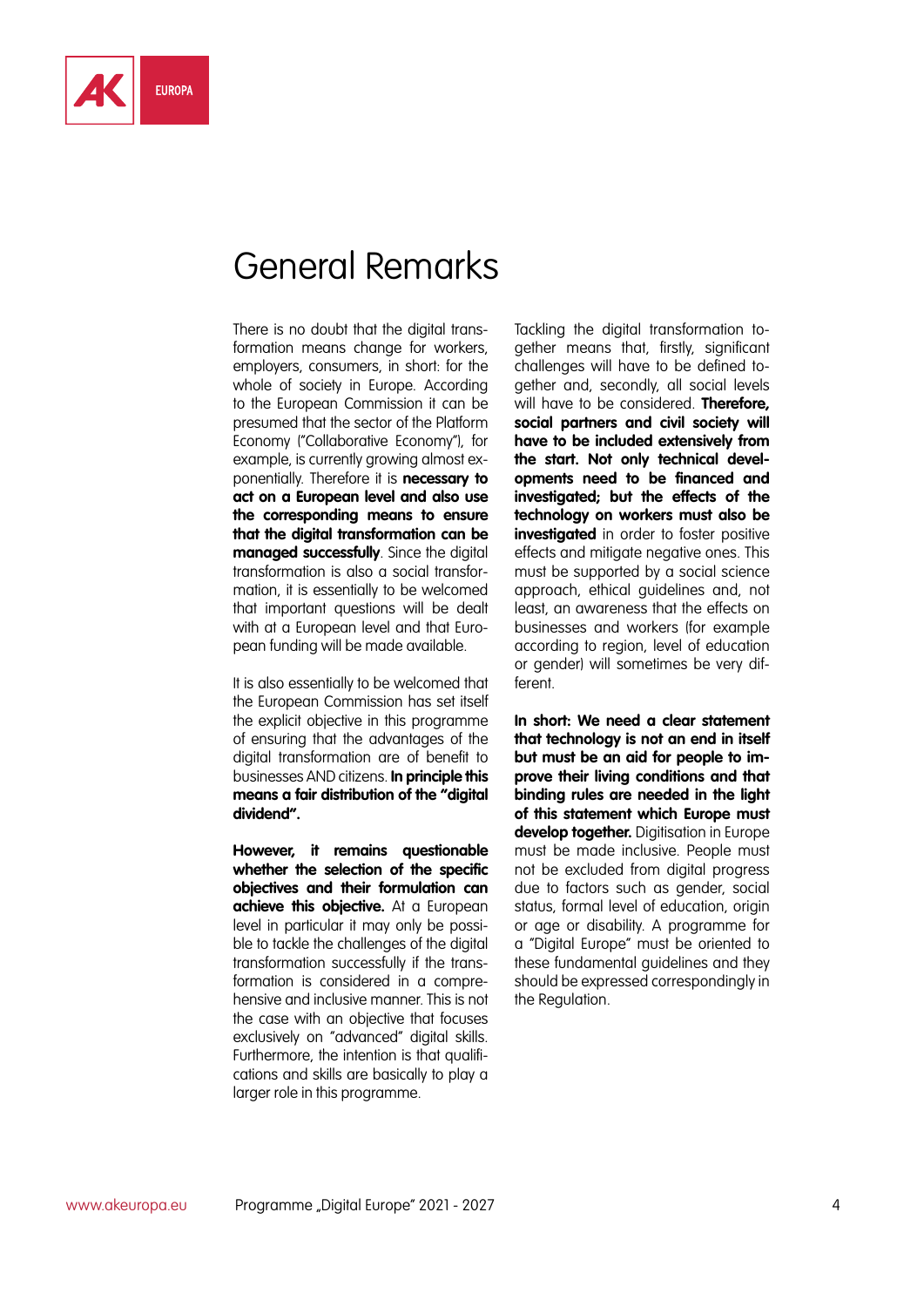# General Remarks

There is no doubt that the digital transformation means change for workers, employers, consumers, in short: for the whole of society in Europe. According to the European Commission it can be presumed that the sector of the Platform Economy ("Collaborative Economy"), for example, is currently growing almost exponentially. Therefore it is **necessary to act on a European level and also use the corresponding means to ensure that the digital transformation can be managed successfully**. Since the digital transformation is also a social transformation, it is essentially to be welcomed that important questions will be dealt with at a European level and that European funding will be made available.

It is also essentially to be welcomed that the European Commission has set itself the explicit objective in this programme of ensuring that the advantages of the digital transformation are of benefit to businesses AND citizens. **In principle this means a fair distribution of the "digital dividend".**

**However, it remains questionable whether the selection of the specific objectives and their formulation can achieve this objective.** At a European level in particular it may only be possible to tackle the challenges of the digital transformation successfully if the transformation is considered in a comprehensive and inclusive manner. This is not the case with an objective that focuses exclusively on "advanced" digital skills. Furthermore, the intention is that qualifications and skills are basically to play a larger role in this programme.

Tackling the digital transformation together means that, firstly, significant challenges will have to be defined together and, secondly, all social levels will have to be considered. **Therefore, social partners and civil society will have to be included extensively from the start. Not only technical developments need to be financed and investigated; but the effects of the technology on workers must also be investigated** in order to foster positive effects and mitigate negative ones. This must be supported by a social science approach, ethical guidelines and, not least, an awareness that the effects on businesses and workers (for example according to region, level of education or gender) will sometimes be very different.

**In short: We need a clear statement that technology is not an end in itself but must be an aid for people to improve their living conditions and that binding rules are needed in the light of this statement which Europe must develop together.** Digitisation in Europe must be made inclusive. People must not be excluded from digital progress due to factors such as gender, social status, formal level of education, origin or age or disability. A programme for a "Digital Europe" must be oriented to these fundamental guidelines and they should be expressed correspondingly in the Regulation.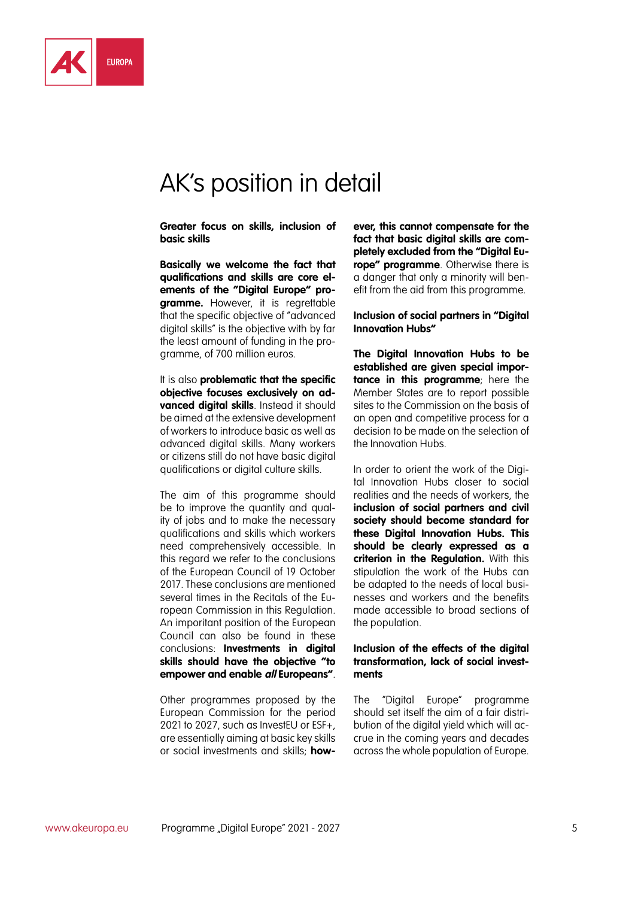# AK's position in detail

**Greater focus on skills, inclusion of basic skills**

**Basically we welcome the fact that qualifications and skills are core elements of the "Digital Europe" programme.** However, it is regrettable that the specific objective of "advanced digital skills" is the objective with by far the least amount of funding in the programme, of 700 million euros.

It is also **problematic that the specific objective focuses exclusively on advanced digital skills**. Instead it should be aimed at the extensive development of workers to introduce basic as well as advanced digital skills. Many workers or citizens still do not have basic digital qualifications or digital culture skills.

The aim of this programme should be to improve the quantity and quality of jobs and to make the necessary qualifications and skills which workers need comprehensively accessible. In this regard we refer to the conclusions of the European Council of 19 October 2017. These conclusions are mentioned several times in the Recitals of the European Commission in this Regulation. An imporitant position of the European Council can also be found in these conclusions: **Investments in digital skills should have the objective "to empower and enable *all* Europeans"**.

Other programmes proposed by the European Commission for the period 2021 to 2027, such as InvestEU or ESF+, are essentially aiming at basic key skills or social investments and skills; **however, this cannot compensate for the fact that basic digital skills are completely excluded from the "Digital Europe" programme**. Otherwise there is a danger that only a minority will benefit from the aid from this programme.

**Inclusion of social partners in "Digital Innovation Hubs"**

**The Digital Innovation Hubs to be established are given special importance in this programme**; here the Member States are to report possible sites to the Commission on the basis of an open and competitive process for a decision to be made on the selection of the Innovation Hubs.

In order to orient the work of the Digital Innovation Hubs closer to social realities and the needs of workers, the **inclusion of social partners and civil society should become standard for these Digital Innovation Hubs. This should be clearly expressed as a criterion in the Regulation.** With this stipulation the work of the Hubs can be adapted to the needs of local businesses and workers and the benefits made accessible to broad sections of the population.

**Inclusion of the effects of the digital transformation, lack of social investments**

The "Digital Europe" programme should set itself the aim of a fair distribution of the digital yield which will accrue in the coming years and decades across the whole population of Europe.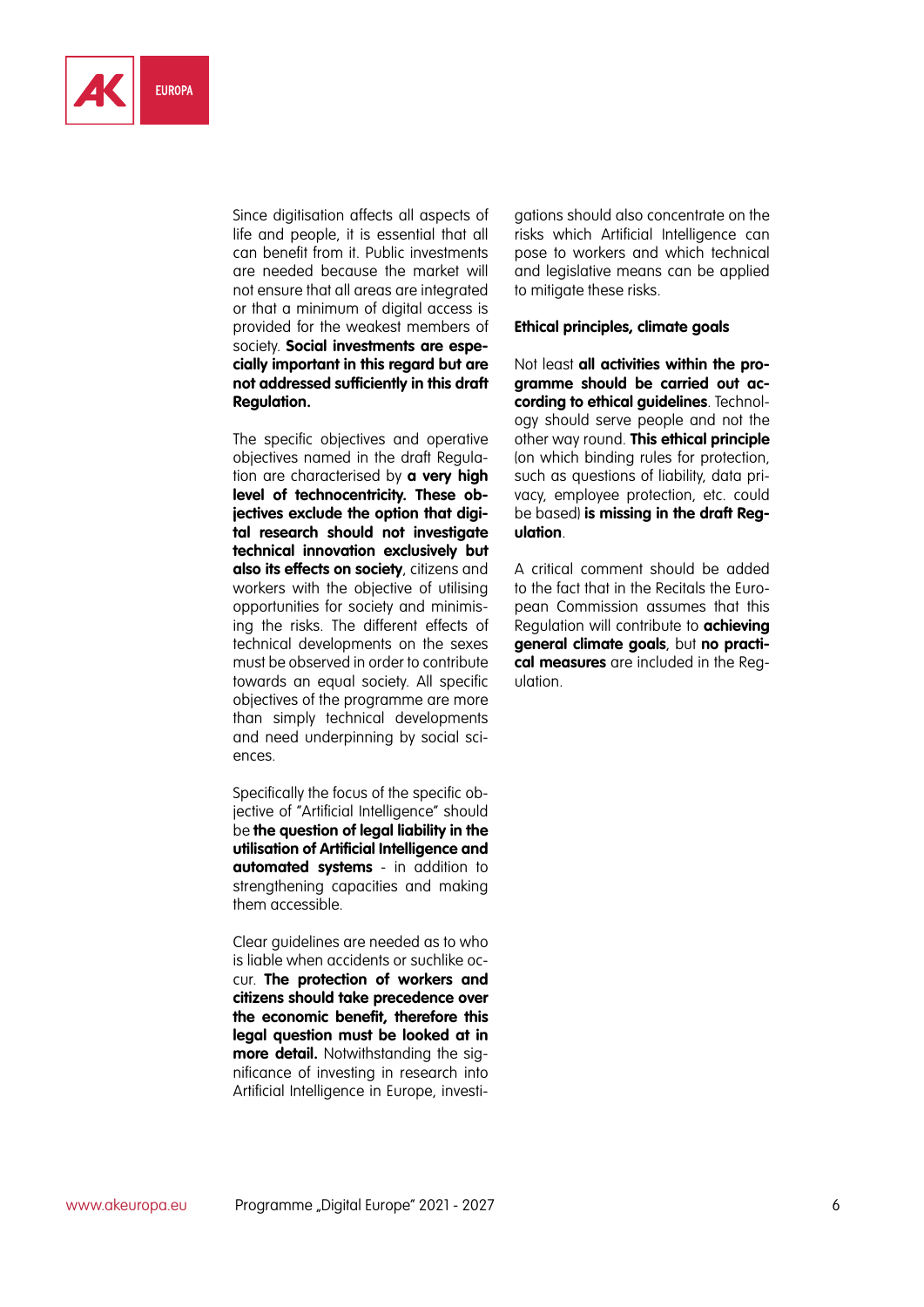Since digitisation affects all aspects of life and people, it is essential that all can benefit from it. Public investments are needed because the market will not ensure that all areas are integrated or that a minimum of digital access is provided for the weakest members of society. **Social investments are especially important in this regard but are not addressed sufficiently in this draft Regulation.**

The specific objectives and operative objectives named in the draft Regulation are characterised by **a very high level of technocentricity. These objectives exclude the option that digital research should not investigate technical innovation exclusively but also its effects on society**, citizens and workers with the objective of utilising opportunities for society and minimising the risks. The different effects of technical developments on the sexes must be observed in order to contribute towards an equal society. All specific objectives of the programme are more than simply technical developments and need underpinning by social sciences.

Specifically the focus of the specific objective of "Artificial Intelligence" should be **the question of legal liability in the utilisation of Artificial Intelligence and automated systems** - in addition to strengthening capacities and making them accessible.

Clear guidelines are needed as to who is liable when accidents or suchlike occur. **The protection of workers and citizens should take precedence over the economic benefit, therefore this legal question must be looked at in more detail.** Notwithstanding the significance of investing in research into Artificial Intelligence in Europe, investigations should also concentrate on the risks which Artificial Intelligence can pose to workers and which technical and legislative means can be applied to mitigate these risks.

**Ethical principles, climate goals**

Not least **all activities within the programme should be carried out according to ethical guidelines**. Technology should serve people and not the other way round. **This ethical principle** (on which binding rules for protection, such as questions of liability, data privacy, employee protection, etc. could be based) **is missing in the draft Regulation**.

A critical comment should be added to the fact that in the Recitals the European Commission assumes that this Regulation will contribute to **achieving general climate goals**, but **no practical measures** are included in the Regulation.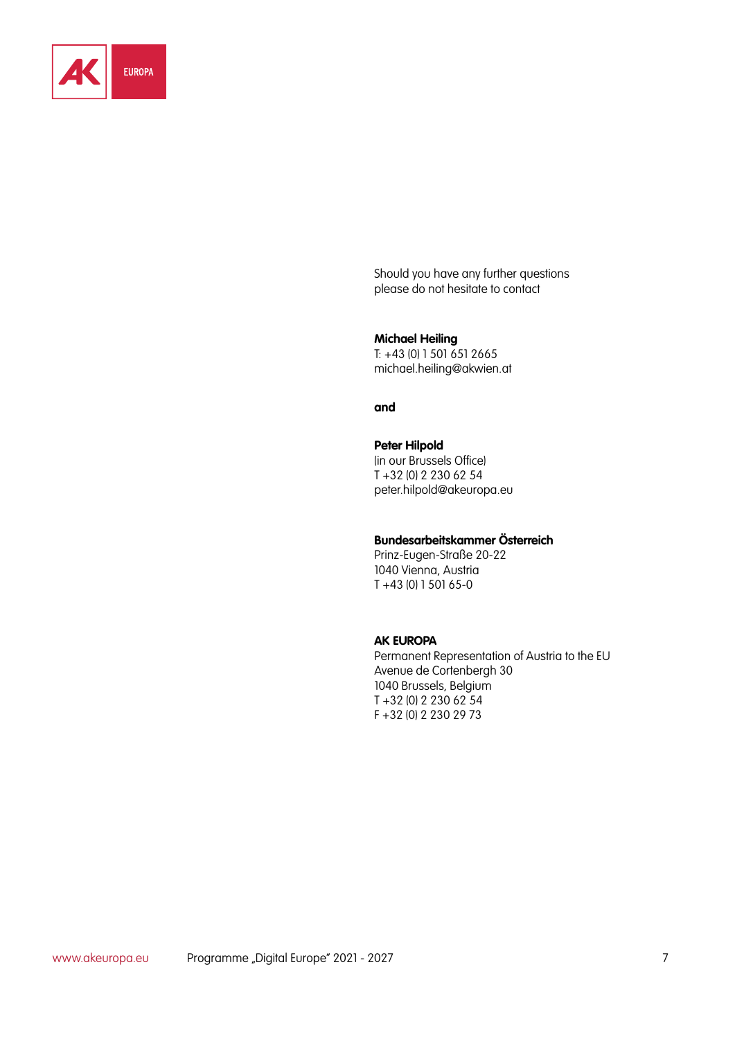Should you have any further questions please do not hesitate to contact

**Michael Heiling**
T: +43 (0) 1 501 651 2665
michael.heiling@akwien.at

**and**

**Peter Hilpold**
(in our Brussels Office)
T +32 (0) 2 230 62 54
peter.hilpold@akeuropa.eu

**Bundesarbeitskammer Österreich**
Prinz-Eugen-Straße 20-22
1040 Vienna, Austria
T +43 (0) 1 501 65-0

**AK EUROPA**
Permanent Representation of Austria to the EU
Avenue de Cortenbergh 30
1040 Brussels, Belgium
T +32 (0) 2 230 62 54
F +32 (0) 2 230 29 73